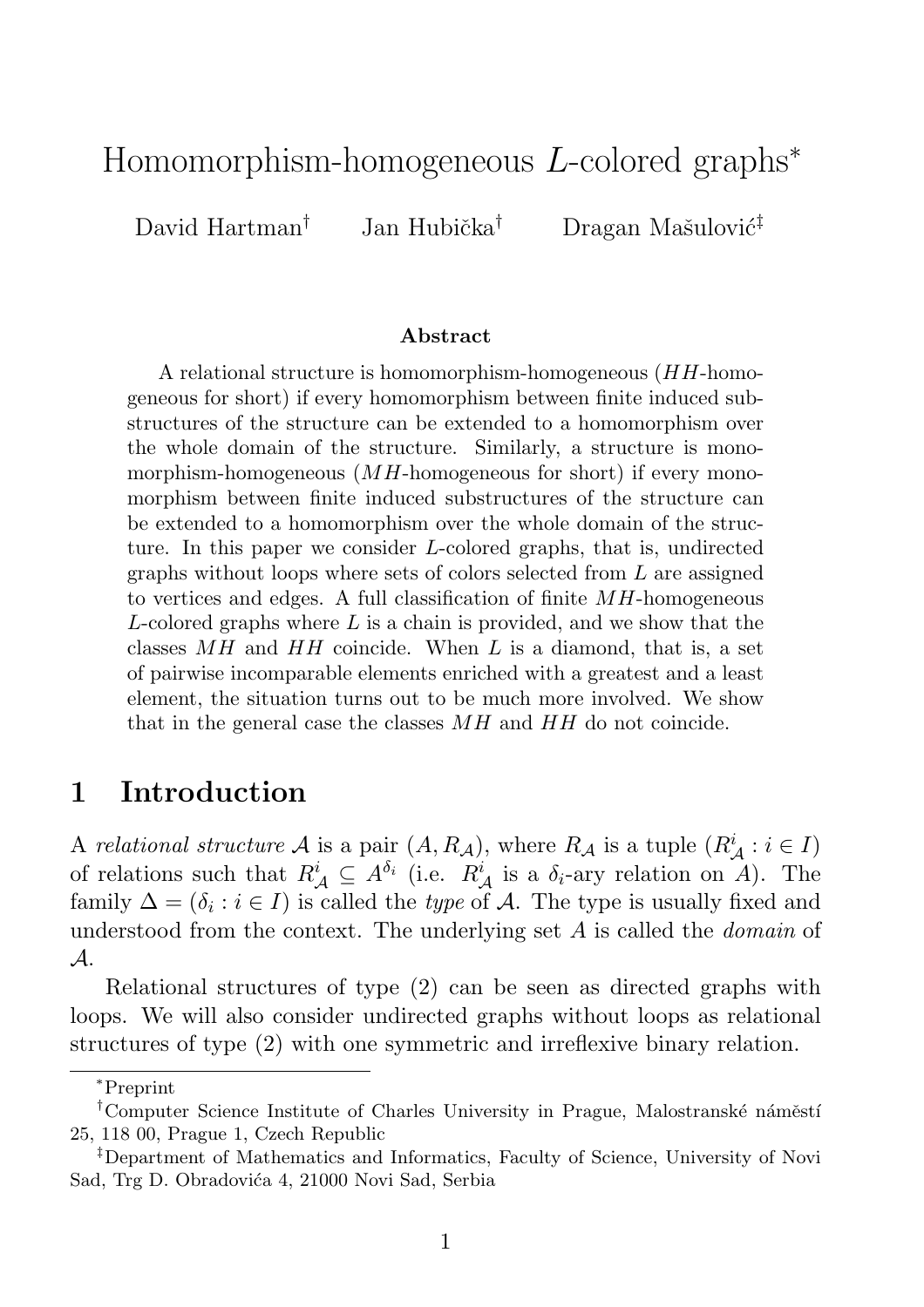# Homomorphism-homogeneous $L$-colored graphs*

David Hartman[†] Jan Hubička[†] Dragan Mašulović[‡]

### Abstract

A relational structure is homomorphism-homogeneous ($HH$-homogeneous for short) if every homomorphism between finite induced substructures of the structure can be extended to a homomorphism over the whole domain of the structure. Similarly, a structure is monomorphism-homogeneous ($MH$-homogeneous for short) if every monomorphism between finite induced substructures of the structure can be extended to a homomorphism over the whole domain of the structure. In this paper we consider $L$-colored graphs, that is, undirected graphs without loops where sets of colors selected from $L$ are assigned to vertices and edges. A full classification of finite $MH$-homogeneous $L$-colored graphs where $L$ is a chain is provided, and we show that the classes $MH$ and $HH$ coincide. When $L$ is a diamond, that is, a set of pairwise incomparable elements enriched with a greatest and a least element, the situation turns out to be much more involved. We show that in the general case the classes $MH$ and $HH$ do not coincide.

## 1 Introduction

A *relational structure* $\mathcal{A}$ is a pair $(A, R_{\mathcal{A}})$, where $R_{\mathcal{A}}$ is a tuple $(R^i_{\mathcal{A}} : i \in I)$ of relations such that $R^i_{\mathcal{A}} \subseteq A^{\delta_i}$ (i.e. $R^i_{\mathcal{A}}$ is a $\delta_i$-ary relation on $A$). The family $\Delta = (\delta_i : i \in I)$ is called the *type* of $\mathcal{A}$. The type is usually fixed and understood from the context. The underlying set $A$ is called the *domain* of $\mathcal{A}$.

Relational structures of type (2) can be seen as directed graphs with loops. We will also consider undirected graphs without loops as relational structures of type (2) with one symmetric and irreflexive binary relation.

---

*Preprint

[†]Computer Science Institute of Charles University in Prague, Malostranské náměstí 25, 118 00, Prague 1, Czech Republic

[‡]Department of Mathematics and Informatics, Faculty of Science, University of Novi Sad, Trg D. Obradovića 4, 21000 Novi Sad, Serbia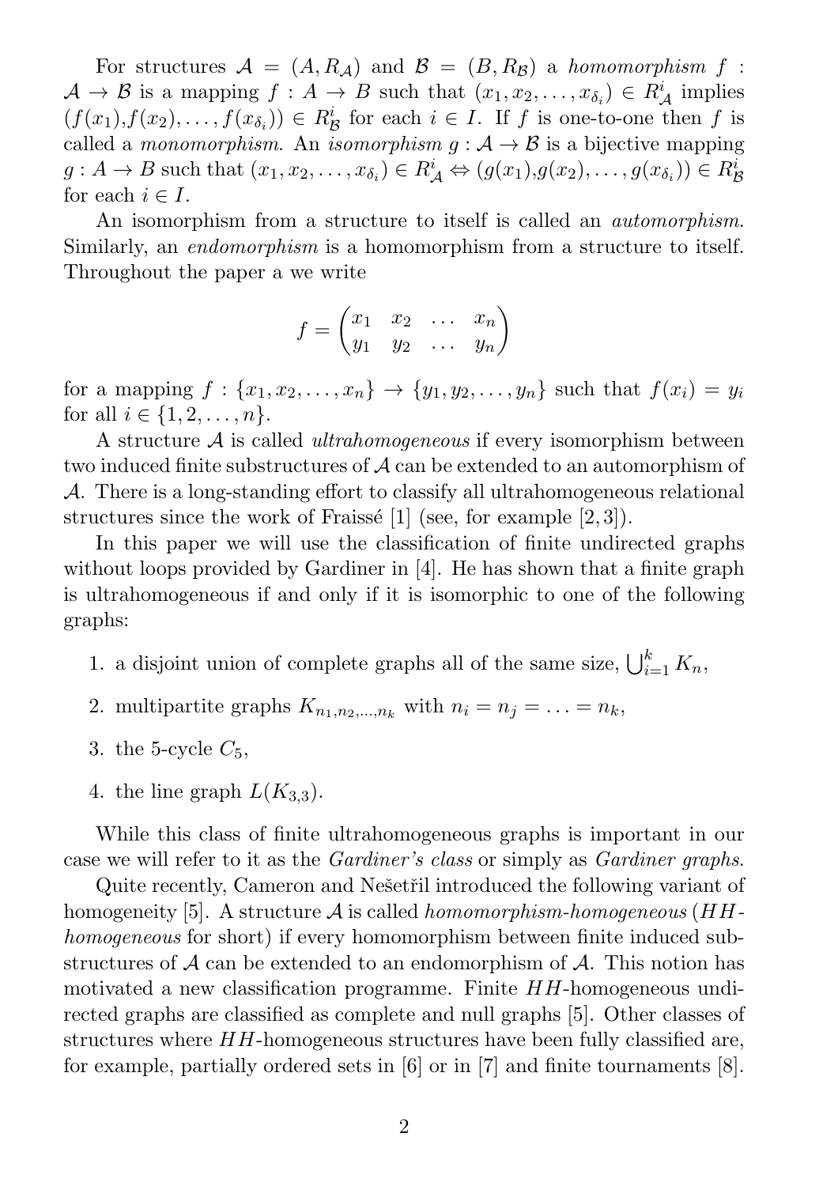For structures $\mathcal{A} = (A, R_{\mathcal{A}})$ and $\mathcal{B} = (B, R_{\mathcal{B}})$ a *homomorphism* $f : \mathcal{A} \to \mathcal{B}$ is a mapping $f : A \to B$ such that $(x_1, x_2, \ldots, x_{\delta_i}) \in R^i_{\mathcal{A}}$ implies $(f(x_1), f(x_2), \ldots, f(x_{\delta_i})) \in R^i_{\mathcal{B}}$ for each $i \in I$. If $f$ is one-to-one then $f$ is called a *monomorphism*. An *isomorphism* $g : \mathcal{A} \to \mathcal{B}$ is a bijective mapping $g : A \to B$ such that $(x_1, x_2, \ldots, x_{\delta_i}) \in R^i_{\mathcal{A}} \Leftrightarrow (g(x_1), g(x_2), \ldots, g(x_{\delta_i})) \in R^i_{\mathcal{B}}$ for each $i \in I$.

An isomorphism from a structure to itself is called an *automorphism*. Similarly, an *endomorphism* is a homomorphism from a structure to itself. Throughout the paper a we write

$$f = \begin{pmatrix} x_1 & x_2 & \ldots & x_n \\ y_1 & y_2 & \ldots & y_n \end{pmatrix}$$

for a mapping $f : \{x_1, x_2, \ldots, x_n\} \to \{y_1, y_2, \ldots, y_n\}$ such that $f(x_i) = y_i$ for all $i \in \{1, 2, \ldots, n\}$.

A structure $\mathcal{A}$ is called *ultrahomogeneous* if every isomorphism between two induced finite substructures of $\mathcal{A}$ can be extended to an automorphism of $\mathcal{A}$. There is a long-standing effort to classify all ultrahomogeneous relational structures since the work of Fraissé [1] (see, for example [2, 3]).

In this paper we will use the classification of finite undirected graphs without loops provided by Gardiner in [4]. He has shown that a finite graph is ultrahomogeneous if and only if it is isomorphic to one of the following graphs:

1. a disjoint union of complete graphs all of the same size, $\bigcup_{i=1}^{k} K_n$,
2. multipartite graphs $K_{n_1, n_2, \ldots, n_k}$ with $n_i = n_j = \ldots = n_k$,
3. the 5-cycle $C_5$,
4. the line graph $L(K_{3,3})$.

While this class of finite ultrahomogeneous graphs is important in our case we will refer to it as the *Gardiner's class* or simply as *Gardiner graphs*.

Quite recently, Cameron and Nešetřil introduced the following variant of homogeneity [5]. A structure $\mathcal{A}$ is called *homomorphism-homogeneous* (*HH-homogeneous* for short) if every homomorphism between finite induced substructures of $\mathcal{A}$ can be extended to an endomorphism of $\mathcal{A}$. This notion has motivated a new classification programme. Finite $HH$-homogeneous undirected graphs are classified as complete and null graphs [5]. Other classes of structures where $HH$-homogeneous structures have been fully classified are, for example, partially ordered sets in [6] or in [7] and finite tournaments [8].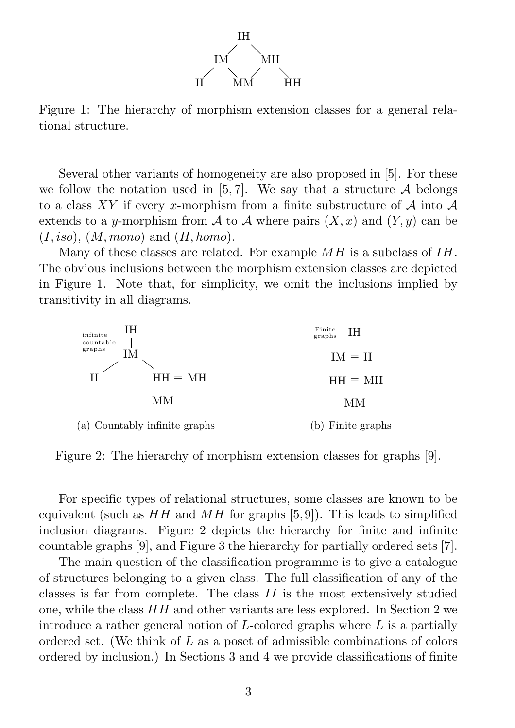Figure 1: The hierarchy of morphism extension classes for a general relational structure.

Several other variants of homogeneity are also proposed in [5]. For these we follow the notation used in [5, 7]. We say that a structure $\mathcal{A}$ belongs to a class $XY$ if every $x$-morphism from a finite substructure of $\mathcal{A}$ into $\mathcal{A}$ extends to a $y$-morphism from $\mathcal{A}$ to $\mathcal{A}$ where pairs $(X, x)$ and $(Y, y)$ can be $(I, iso)$, $(M, mono)$ and $(H, homo)$.

Many of these classes are related. For example $MH$ is a subclass of $IH$. The obvious inclusions between the morphism extension classes are depicted in Figure 1. Note that, for simplicity, we omit the inclusions implied by transitivity in all diagrams.

(a) Countably infinite graphs

(b) Finite graphs

Figure 2: The hierarchy of morphism extension classes for graphs [9].

For specific types of relational structures, some classes are known to be equivalent (such as $HH$ and $MH$ for graphs [5, 9]). This leads to simplified inclusion diagrams. Figure 2 depicts the hierarchy for finite and infinite countable graphs [9], and Figure 3 the hierarchy for partially ordered sets [7].

The main question of the classification programme is to give a catalogue of structures belonging to a given class. The full classification of any of the classes is far from complete. The class $II$ is the most extensively studied one, while the class $HH$ and other variants are less explored. In Section 2 we introduce a rather general notion of $L$-colored graphs where $L$ is a partially ordered set. (We think of $L$ as a poset of admissible combinations of colors ordered by inclusion.) In Sections 3 and 4 we provide classifications of finite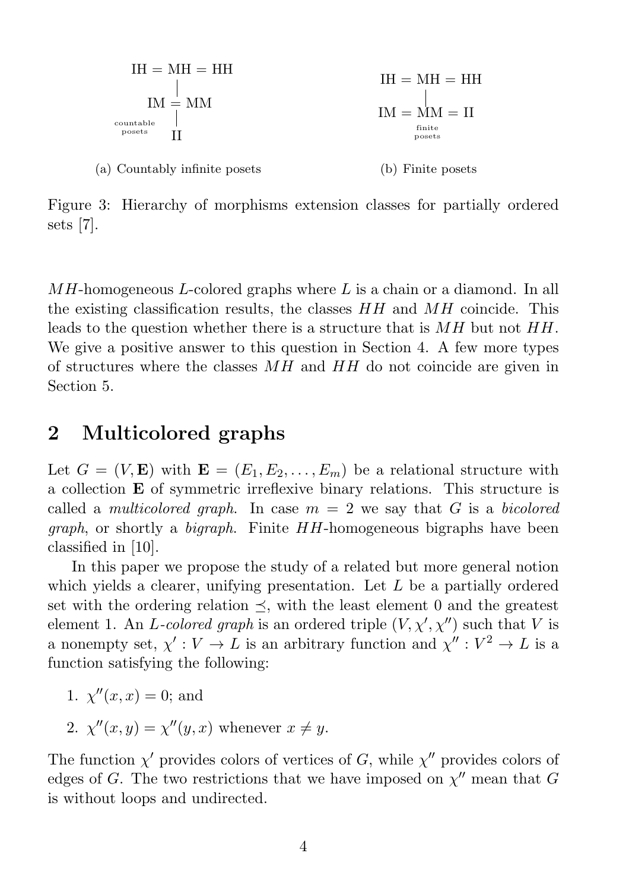IH = MH = HH

IM = MM

countable posets

II

(a) Countably infinite posets

IH = MH = HH

IM = MM = II

finite posets

(b) Finite posets

Figure 3: Hierarchy of morphisms extension classes for partially ordered sets [7].

$MH$-homogeneous $L$-colored graphs where $L$ is a chain or a diamond. In all the existing classification results, the classes $HH$ and $MH$ coincide. This leads to the question whether there is a structure that is $MH$ but not $HH$. We give a positive answer to this question in Section 4. A few more types of structures where the classes $MH$ and $HH$ do not coincide are given in Section 5.

## 2 Multicolored graphs

Let $G = (V, \mathbf{E})$ with $\mathbf{E} = (E_1, E_2, \ldots, E_m)$ be a relational structure with a collection $\mathbf{E}$ of symmetric irreflexive binary relations. This structure is called a *multicolored graph*. In case $m = 2$ we say that $G$ is a *bicolored graph*, or shortly a *bigraph*. Finite $HH$-homogeneous bigraphs have been classified in [10].

In this paper we propose the study of a related but more general notion which yields a clearer, unifying presentation. Let $L$ be a partially ordered set with the ordering relation $\preceq$, with the least element 0 and the greatest element 1. An *$L$-colored graph* is an ordered triple $(V, \chi', \chi'')$ such that $V$ is a nonempty set, $\chi' : V \to L$ is an arbitrary function and $\chi'' : V^2 \to L$ is a function satisfying the following:

1. $\chi''(x, x) = 0$; and
2. $\chi''(x, y) = \chi''(y, x)$ whenever $x \neq y$.

The function $\chi'$ provides colors of vertices of $G$, while $\chi''$ provides colors of edges of $G$. The two restrictions that we have imposed on $\chi''$ mean that $G$ is without loops and undirected.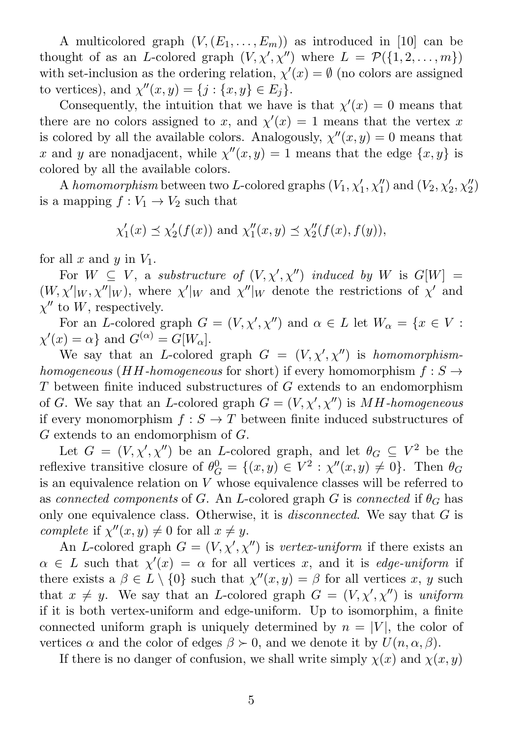A multicolored graph $(V, (E_1, \ldots, E_m))$ as introduced in [10] can be thought of as an $L$-colored graph $(V, \chi', \chi'')$ where $L = \mathcal{P}(\{1, 2, \ldots, m\})$ with set-inclusion as the ordering relation, $\chi'(x) = \emptyset$ (no colors are assigned to vertices), and $\chi''(x, y) = \{j : \{x, y\} \in E_j\}$.

Consequently, the intuition that we have is that $\chi'(x) = 0$ means that there are no colors assigned to $x$, and $\chi'(x) = 1$ means that the vertex $x$ is colored by all the available colors. Analogously, $\chi''(x, y) = 0$ means that $x$ and $y$ are nonadjacent, while $\chi''(x, y) = 1$ means that the edge $\{x, y\}$ is colored by all the available colors.

A *homomorphism* between two $L$-colored graphs $(V_1, \chi'_1, \chi''_1)$ and $(V_2, \chi'_2, \chi''_2)$ is a mapping $f : V_1 \to V_2$ such that

$$\chi'_1(x) \preceq \chi'_2(f(x)) \text{ and } \chi''_1(x, y) \preceq \chi''_2(f(x), f(y)),$$

for all $x$ and $y$ in $V_1$.

For $W \subseteq V$, a *substructure of* $(V, \chi', \chi'')$ *induced by* $W$ is $G[W] = (W, \chi'|_W, \chi''|_W)$, where $\chi'|_W$ and $\chi''|_W$ denote the restrictions of $\chi'$ and $\chi''$ to $W$, respectively.

For an $L$-colored graph $G = (V, \chi', \chi'')$ and $\alpha \in L$ let $W_\alpha = \{x \in V : \chi'(x) = \alpha\}$ and $G^{(\alpha)} = G[W_\alpha]$.

We say that an $L$-colored graph $G = (V, \chi', \chi'')$ is *homomorphism-homogeneous* (*HH-homogeneous* for short) if every homomorphism $f : S \to T$ between finite induced substructures of $G$ extends to an endomorphism of $G$. We say that an $L$-colored graph $G = (V, \chi', \chi'')$ is *MH-homogeneous* if every monomorphism $f : S \to T$ between finite induced substructures of $G$ extends to an endomorphism of $G$.

Let $G = (V, \chi', \chi'')$ be an $L$-colored graph, and let $\theta_G \subseteq V^2$ be the reflexive transitive closure of $\theta_G^0 = \{(x, y) \in V^2 : \chi''(x, y) \neq 0\}$. Then $\theta_G$ is an equivalence relation on $V$ whose equivalence classes will be referred to as *connected components* of $G$. An $L$-colored graph $G$ is *connected* if $\theta_G$ has only one equivalence class. Otherwise, it is *disconnected*. We say that $G$ is *complete* if $\chi''(x, y) \neq 0$ for all $x \neq y$.

An $L$-colored graph $G = (V, \chi', \chi'')$ is *vertex-uniform* if there exists an $\alpha \in L$ such that $\chi'(x) = \alpha$ for all vertices $x$, and it is *edge-uniform* if there exists a $\beta \in L \setminus \{0\}$ such that $\chi''(x, y) = \beta$ for all vertices $x$, $y$ such that $x \neq y$. We say that an $L$-colored graph $G = (V, \chi', \chi'')$ is *uniform* if it is both vertex-uniform and edge-uniform. Up to isomorphim, a finite connected uniform graph is uniquely determined by $n = |V|$, the color of vertices $\alpha$ and the color of edges $\beta \succ 0$, and we denote it by $U(n, \alpha, \beta)$.

If there is no danger of confusion, we shall write simply $\chi(x)$ and $\chi(x, y)$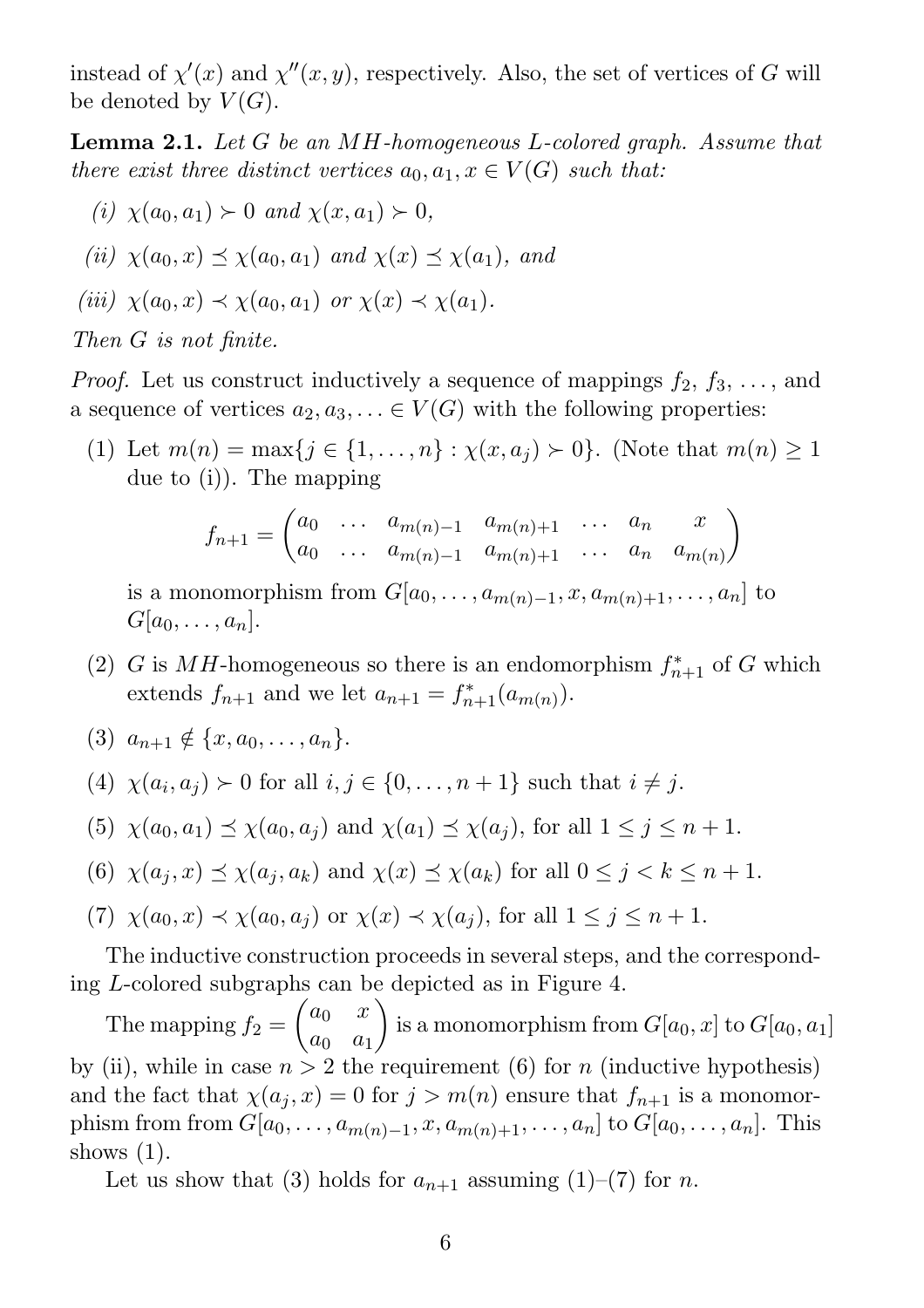instead of $\chi'(x)$ and $\chi''(x, y)$, respectively. Also, the set of vertices of $G$ will be denoted by $V(G)$.

**Lemma 2.1.** *Let $G$ be an $MH$-homogeneous $L$-colored graph. Assume that there exist three distinct vertices $a_0, a_1, x \in V(G)$ such that:*

*(i) $\chi(a_0, a_1) \succ 0$ and $\chi(x, a_1) \succ 0$,*

*(ii) $\chi(a_0, x) \preceq \chi(a_0, a_1)$ and $\chi(x) \preceq \chi(a_1)$, and*

*(iii) $\chi(a_0, x) \prec \chi(a_0, a_1)$ or $\chi(x) \prec \chi(a_1)$.*

*Then $G$ is not finite.*

*Proof.* Let us construct inductively a sequence of mappings $f_2, f_3, \ldots$, and a sequence of vertices $a_2, a_3, \ldots \in V(G)$ with the following properties:

(1) Let $m(n) = \max\{j \in \{1, \ldots, n\} : \chi(x, a_j) \succ 0\}$. (Note that $m(n) \geq 1$ due to (i)). The mapping

$$f_{n+1} = \begin{pmatrix} a_0 & \ldots & a_{m(n)-1} & a_{m(n)+1} & \ldots & a_n & x \\ a_0 & \ldots & a_{m(n)-1} & a_{m(n)+1} & \ldots & a_n & a_{m(n)} \end{pmatrix}$$

is a monomorphism from $G[a_0, \ldots, a_{m(n)-1}, x, a_{m(n)+1}, \ldots, a_n]$ to $G[a_0, \ldots, a_n]$.

(2) $G$ is $MH$-homogeneous so there is an endomorphism $f^*_{n+1}$ of $G$ which extends $f_{n+1}$ and we let $a_{n+1} = f^*_{n+1}(a_{m(n)})$.

(3) $a_{n+1} \notin \{x, a_0, \ldots, a_n\}$.

(4) $\chi(a_i, a_j) \succ 0$ for all $i, j \in \{0, \ldots, n+1\}$ such that $i \neq j$.

(5) $\chi(a_0, a_1) \preceq \chi(a_0, a_j)$ and $\chi(a_1) \preceq \chi(a_j)$, for all $1 \leq j \leq n+1$.

(6) $\chi(a_j, x) \preceq \chi(a_j, a_k)$ and $\chi(x) \preceq \chi(a_k)$ for all $0 \leq j < k \leq n+1$.

(7) $\chi(a_0, x) \prec \chi(a_0, a_j)$ or $\chi(x) \prec \chi(a_j)$, for all $1 \leq j \leq n+1$.

The inductive construction proceeds in several steps, and the corresponding $L$-colored subgraphs can be depicted as in Figure 4.

The mapping $f_2 = \begin{pmatrix} a_0 & x \\ a_0 & a_1 \end{pmatrix}$ is a monomorphism from $G[a_0, x]$ to $G[a_0, a_1]$ by (ii), while in case $n > 2$ the requirement (6) for $n$ (inductive hypothesis) and the fact that $\chi(a_j, x) = 0$ for $j > m(n)$ ensure that $f_{n+1}$ is a monomorphism from from $G[a_0, \ldots, a_{m(n)-1}, x, a_{m(n)+1}, \ldots, a_n]$ to $G[a_0, \ldots, a_n]$. This shows (1).

Let us show that (3) holds for $a_{n+1}$ assuming (1)–(7) for $n$.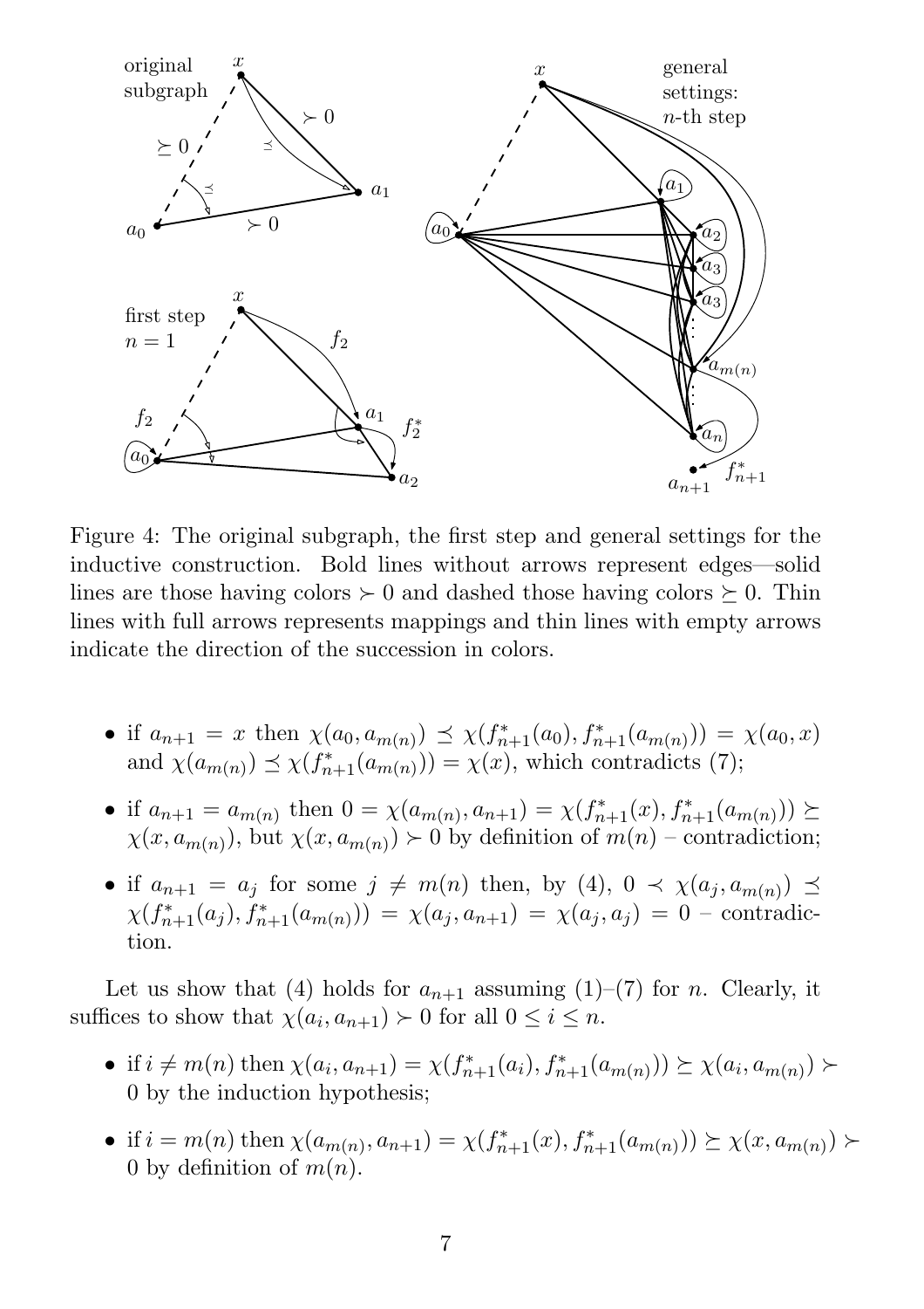Figure 4: The original subgraph, the first step and general settings for the inductive construction. Bold lines without arrows represent edges—solid lines are those having colors $\succ 0$ and dashed those having colors $\succeq 0$. Thin lines with full arrows represents mappings and thin lines with empty arrows indicate the direction of the succession in colors.

- if $a_{n+1} = x$ then $\chi(a_0, a_{m(n)}) \preceq \chi(f^*_{n+1}(a_0), f^*_{n+1}(a_{m(n)})) = \chi(a_0, x)$ and $\chi(a_{m(n)}) \preceq \chi(f^*_{n+1}(a_{m(n)})) = \chi(x)$, which contradicts (7);
- if $a_{n+1} = a_{m(n)}$ then $0 = \chi(a_{m(n)}, a_{n+1}) = \chi(f^*_{n+1}(x), f^*_{n+1}(a_{m(n)})) \succeq \chi(x, a_{m(n)})$, but $\chi(x, a_{m(n)}) \succ 0$ by definition of $m(n)$ – contradiction;
- if $a_{n+1} = a_j$ for some $j \neq m(n)$ then, by (4), $0 \prec \chi(a_j, a_{m(n)}) \preceq \chi(f^*_{n+1}(a_j), f^*_{n+1}(a_{m(n)})) = \chi(a_j, a_{n+1}) = \chi(a_j, a_j) = 0$ – contradiction.

Let us show that (4) holds for $a_{n+1}$ assuming (1)–(7) for $n$. Clearly, it suffices to show that $\chi(a_i, a_{n+1}) \succ 0$ for all $0 \leq i \leq n$.

- if $i \neq m(n)$ then $\chi(a_i, a_{n+1}) = \chi(f^*_{n+1}(a_i), f^*_{n+1}(a_{m(n)})) \succeq \chi(a_i, a_{m(n)}) \succ 0$ by the induction hypothesis;
- if $i = m(n)$ then $\chi(a_{m(n)}, a_{n+1}) = \chi(f^*_{n+1}(x), f^*_{n+1}(a_{m(n)})) \succeq \chi(x, a_{m(n)}) \succ 0$ by definition of $m(n)$.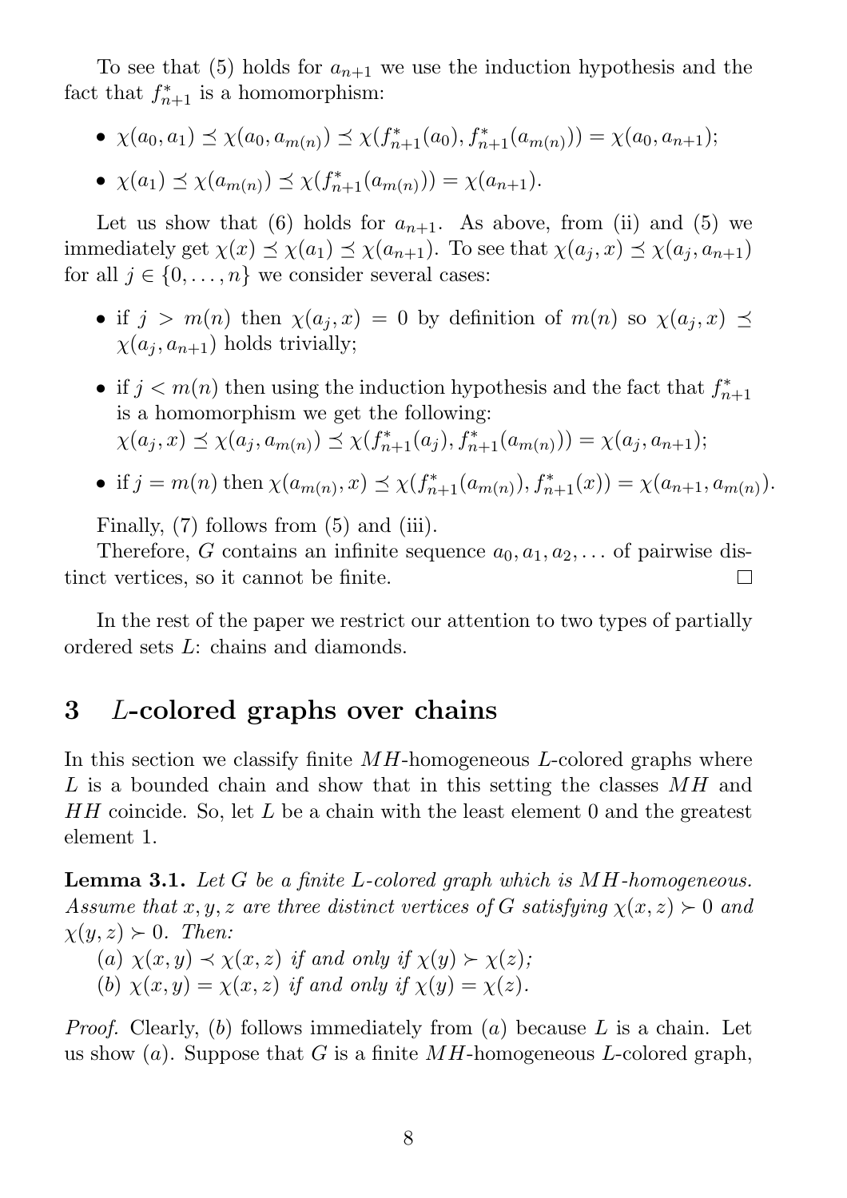To see that (5) holds for $a_{n+1}$ we use the induction hypothesis and the fact that $f^*_{n+1}$ is a homomorphism:

- $\chi(a_0, a_1) \preceq \chi(a_0, a_{m(n)}) \preceq \chi(f^*_{n+1}(a_0), f^*_{n+1}(a_{m(n)})) = \chi(a_0, a_{n+1})$;
- $\chi(a_1) \preceq \chi(a_{m(n)}) \preceq \chi(f^*_{n+1}(a_{m(n)})) = \chi(a_{n+1})$.

Let us show that (6) holds for $a_{n+1}$. As above, from (ii) and (5) we immediately get $\chi(x) \preceq \chi(a_1) \preceq \chi(a_{n+1})$. To see that $\chi(a_j, x) \preceq \chi(a_j, a_{n+1})$ for all $j \in \{0, \dots, n\}$ we consider several cases:

- if $j > m(n)$ then $\chi(a_j, x) = 0$ by definition of $m(n)$ so $\chi(a_j, x) \preceq \chi(a_j, a_{n+1})$ holds trivially;
- if $j < m(n)$ then using the induction hypothesis and the fact that $f^*_{n+1}$ is a homomorphism we get the following:
  $\chi(a_j, x) \preceq \chi(a_j, a_{m(n)}) \preceq \chi(f^*_{n+1}(a_j), f^*_{n+1}(a_{m(n)})) = \chi(a_j, a_{n+1})$;
- if $j = m(n)$ then $\chi(a_{m(n)}, x) \preceq \chi(f^*_{n+1}(a_{m(n)}), f^*_{n+1}(x)) = \chi(a_{n+1}, a_{m(n)})$.

Finally, (7) follows from (5) and (iii).

Therefore, $G$ contains an infinite sequence $a_0, a_1, a_2, \dots$ of pairwise distinct vertices, so it cannot be finite. □

In the rest of the paper we restrict our attention to two types of partially ordered sets $L$: chains and diamonds.

## 3 $L$-colored graphs over chains

In this section we classify finite $MH$-homogeneous $L$-colored graphs where $L$ is a bounded chain and show that in this setting the classes $MH$ and $HH$ coincide. So, let $L$ be a chain with the least element 0 and the greatest element 1.

**Lemma 3.1.** *Let $G$ be a finite $L$-colored graph which is $MH$-homogeneous. Assume that $x, y, z$ are three distinct vertices of $G$ satisfying $\chi(x, z) \succ 0$ and $\chi(y, z) \succ 0$. Then:*

*(a) $\chi(x, y) \prec \chi(x, z)$ if and only if $\chi(y) \succ \chi(z)$;*

*(b) $\chi(x, y) = \chi(x, z)$ if and only if $\chi(y) = \chi(z)$.*

*Proof.* Clearly, $(b)$ follows immediately from $(a)$ because $L$ is a chain. Let us show $(a)$. Suppose that $G$ is a finite $MH$-homogeneous $L$-colored graph,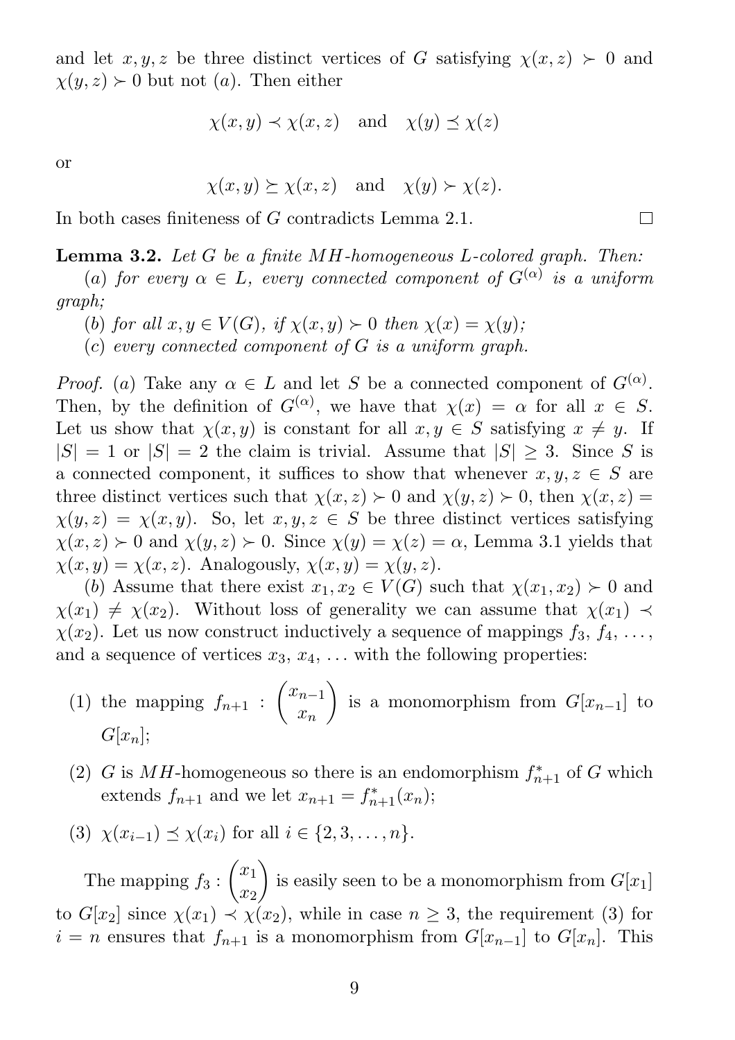and let $x, y, z$ be three distinct vertices of $G$ satisfying $\chi(x, z) \succ 0$ and $\chi(y, z) \succ 0$ but not $(a)$. Then either

$$\chi(x, y) \prec \chi(x, z) \quad \text{and} \quad \chi(y) \preceq \chi(z)$$

or

$$\chi(x, y) \succeq \chi(x, z) \quad \text{and} \quad \chi(y) \succ \chi(z).$$

In both cases finiteness of $G$ contradicts Lemma 2.1. □

**Lemma 3.2.** *Let $G$ be a finite $MH$-homogeneous $L$-colored graph. Then:*

*$(a)$ for every $\alpha \in L$, every connected component of $G^{(\alpha)}$ is a uniform graph;*

*$(b)$ for all $x, y \in V(G)$, if $\chi(x, y) \succ 0$ then $\chi(x) = \chi(y)$;*

*$(c)$ every connected component of $G$ is a uniform graph.*

*Proof.* $(a)$ Take any $\alpha \in L$ and let $S$ be a connected component of $G^{(\alpha)}$. Then, by the definition of $G^{(\alpha)}$, we have that $\chi(x) = \alpha$ for all $x \in S$. Let us show that $\chi(x, y)$ is constant for all $x, y \in S$ satisfying $x \neq y$. If $|S| = 1$ or $|S| = 2$ the claim is trivial. Assume that $|S| \geq 3$. Since $S$ is a connected component, it suffices to show that whenever $x, y, z \in S$ are three distinct vertices such that $\chi(x, z) \succ 0$ and $\chi(y, z) \succ 0$, then $\chi(x, z) = \chi(y, z) = \chi(x, y)$. So, let $x, y, z \in S$ be three distinct vertices satisfying $\chi(x, z) \succ 0$ and $\chi(y, z) \succ 0$. Since $\chi(y) = \chi(z) = \alpha$, Lemma 3.1 yields that $\chi(x, y) = \chi(x, z)$. Analogously, $\chi(x, y) = \chi(y, z)$.

$(b)$ Assume that there exist $x_1, x_2 \in V(G)$ such that $\chi(x_1, x_2) \succ 0$ and $\chi(x_1) \neq \chi(x_2)$. Without loss of generality we can assume that $\chi(x_1) \prec \chi(x_2)$. Let us now construct inductively a sequence of mappings $f_3$, $f_4$, …, and a sequence of vertices $x_3$, $x_4$, … with the following properties:

(1) the mapping $f_{n+1} : \begin{pmatrix} x_{n-1} \\ x_n \end{pmatrix}$ is a monomorphism from $G[x_{n-1}]$ to $G[x_n]$;

(2) $G$ is $MH$-homogeneous so there is an endomorphism $f^*_{n+1}$ of $G$ which extends $f_{n+1}$ and we let $x_{n+1} = f^*_{n+1}(x_n)$;

(3) $\chi(x_{i-1}) \preceq \chi(x_i)$ for all $i \in \{2, 3, \ldots, n\}$.

The mapping $f_3 : \begin{pmatrix} x_1 \\ x_2 \end{pmatrix}$ is easily seen to be a monomorphism from $G[x_1]$ to $G[x_2]$ since $\chi(x_1) \prec \chi(x_2)$, while in case $n \geq 3$, the requirement (3) for $i = n$ ensures that $f_{n+1}$ is a monomorphism from $G[x_{n-1}]$ to $G[x_n]$. This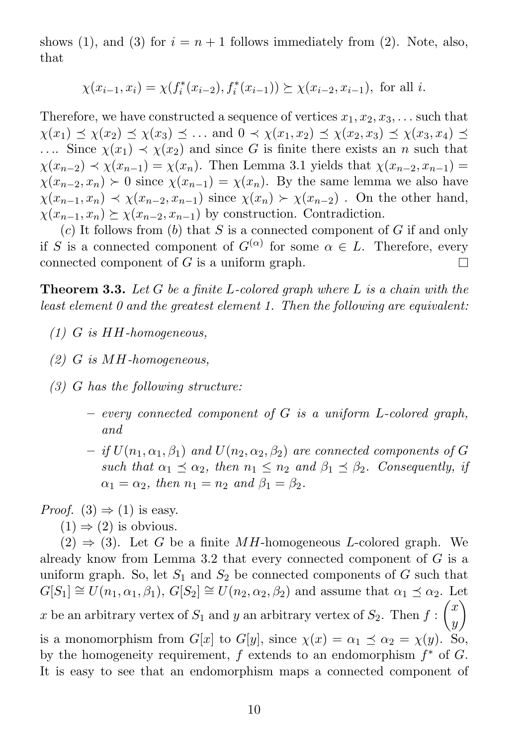shows (1), and (3) for $i = n + 1$ follows immediately from (2). Note, also, that

$$\chi(x_{i-1}, x_i) = \chi(f_i^*(x_{i-2}), f_i^*(x_{i-1})) \succeq \chi(x_{i-2}, x_{i-1}), \text{ for all } i.$$

Therefore, we have constructed a sequence of vertices $x_1, x_2, x_3, \ldots$ such that $\chi(x_1) \preceq \chi(x_2) \preceq \chi(x_3) \preceq \ldots$ and $0 \prec \chi(x_1, x_2) \preceq \chi(x_2, x_3) \preceq \chi(x_3, x_4) \preceq \ldots$. Since $\chi(x_1) \prec \chi(x_2)$ and since $G$ is finite there exists an $n$ such that $\chi(x_{n-2}) \prec \chi(x_{n-1}) = \chi(x_n)$. Then Lemma 3.1 yields that $\chi(x_{n-2}, x_{n-1}) = \chi(x_{n-2}, x_n) \succ 0$ since $\chi(x_{n-1}) = \chi(x_n)$. By the same lemma we also have $\chi(x_{n-1}, x_n) \prec \chi(x_{n-2}, x_{n-1})$ since $\chi(x_n) \succ \chi(x_{n-2})$ . On the other hand, $\chi(x_{n-1}, x_n) \succeq \chi(x_{n-2}, x_{n-1})$ by construction. Contradiction.

(*c*) It follows from (*b*) that $S$ is a connected component of $G$ if and only if $S$ is a connected component of $G^{(\alpha)}$ for some $\alpha \in L$. Therefore, every connected component of $G$ is a uniform graph. □

**Theorem 3.3.** *Let $G$ be a finite $L$-colored graph where $L$ is a chain with the least element 0 and the greatest element 1. Then the following are equivalent:*

*(1) $G$ is HH-homogeneous,*

*(2) $G$ is MH-homogeneous,*

*(3) $G$ has the following structure:*

- *every connected component of $G$ is a uniform $L$-colored graph, and*
- *if $U(n_1, \alpha_1, \beta_1)$ and $U(n_2, \alpha_2, \beta_2)$ are connected components of $G$ such that $\alpha_1 \preceq \alpha_2$, then $n_1 \leq n_2$ and $\beta_1 \preceq \beta_2$. Consequently, if $\alpha_1 = \alpha_2$, then $n_1 = n_2$ and $\beta_1 = \beta_2$.*

*Proof.* (3) ⇒ (1) is easy.

(1) ⇒ (2) is obvious.

(2) ⇒ (3). Let $G$ be a finite MH-homogeneous $L$-colored graph. We already know from Lemma 3.2 that every connected component of $G$ is a uniform graph. So, let $S_1$ and $S_2$ be connected components of $G$ such that $G[S_1] \cong U(n_1, \alpha_1, \beta_1)$, $G[S_2] \cong U(n_2, \alpha_2, \beta_2)$ and assume that $\alpha_1 \preceq \alpha_2$. Let $x$ be an arbitrary vertex of $S_1$ and $y$ an arbitrary vertex of $S_2$. Then $f : \begin{pmatrix} x \\ y \end{pmatrix}$ is a monomorphism from $G[x]$ to $G[y]$, since $\chi(x) = \alpha_1 \preceq \alpha_2 = \chi(y)$. So, by the homogeneity requirement, $f$ extends to an endomorphism $f^*$ of $G$. It is easy to see that an endomorphism maps a connected component of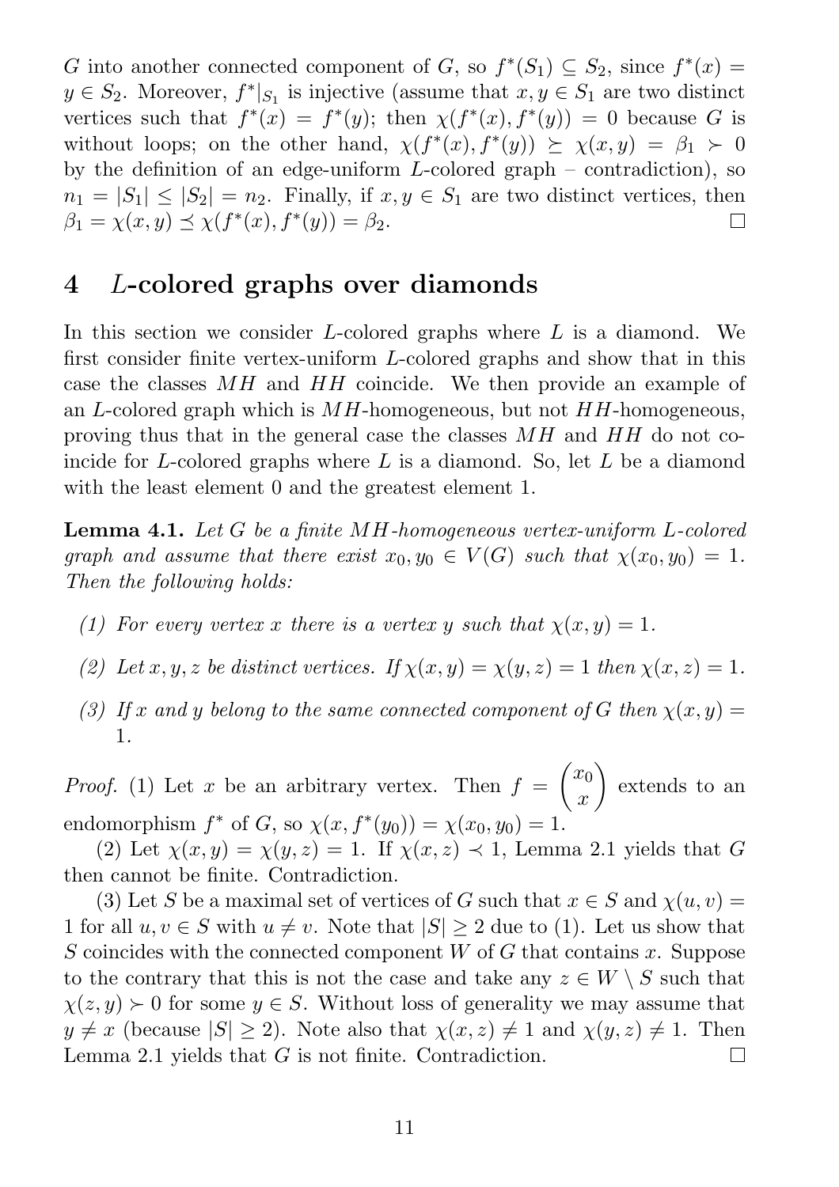$G$ into another connected component of $G$, so $f^*(S_1) \subseteq S_2$, since $f^*(x) = y \in S_2$. Moreover, $f^*|_{S_1}$ is injective (assume that $x, y \in S_1$ are two distinct vertices such that $f^*(x) = f^*(y)$; then $\chi(f^*(x), f^*(y)) = 0$ because $G$ is without loops; on the other hand, $\chi(f^*(x), f^*(y)) \succeq \chi(x, y) = \beta_1 \succ 0$ by the definition of an edge-uniform $L$-colored graph – contradiction), so $n_1 = |S_1| \leq |S_2| = n_2$. Finally, if $x, y \in S_1$ are two distinct vertices, then $\beta_1 = \chi(x, y) \preceq \chi(f^*(x), f^*(y)) = \beta_2$. □

## 4 $L$-colored graphs over diamonds

In this section we consider $L$-colored graphs where $L$ is a diamond. We first consider finite vertex-uniform $L$-colored graphs and show that in this case the classes $MH$ and $HH$ coincide. We then provide an example of an $L$-colored graph which is $MH$-homogeneous, but not $HH$-homogeneous, proving thus that in the general case the classes $MH$ and $HH$ do not coincide for $L$-colored graphs where $L$ is a diamond. So, let $L$ be a diamond with the least element 0 and the greatest element 1.

**Lemma 4.1.** *Let $G$ be a finite $MH$-homogeneous vertex-uniform $L$-colored graph and assume that there exist $x_0, y_0 \in V(G)$ such that $\chi(x_0, y_0) = 1$. Then the following holds:*

*(1) For every vertex $x$ there is a vertex $y$ such that $\chi(x, y) = 1$.*

*(2) Let $x, y, z$ be distinct vertices. If $\chi(x, y) = \chi(y, z) = 1$ then $\chi(x, z) = 1$.*

*(3) If $x$ and $y$ belong to the same connected component of $G$ then $\chi(x, y) = 1$.*

*Proof.* (1) Let $x$ be an arbitrary vertex. Then $f = \begin{pmatrix} x_0 \\ x \end{pmatrix}$ extends to an endomorphism $f^*$ of $G$, so $\chi(x, f^*(y_0)) = \chi(x_0, y_0) = 1$.

(2) Let $\chi(x, y) = \chi(y, z) = 1$. If $\chi(x, z) \prec 1$, Lemma 2.1 yields that $G$ then cannot be finite. Contradiction.

(3) Let $S$ be a maximal set of vertices of $G$ such that $x \in S$ and $\chi(u, v) = 1$ for all $u, v \in S$ with $u \neq v$. Note that $|S| \geq 2$ due to (1). Let us show that $S$ coincides with the connected component $W$ of $G$ that contains $x$. Suppose to the contrary that this is not the case and take any $z \in W \setminus S$ such that $\chi(z, y) \succ 0$ for some $y \in S$. Without loss of generality we may assume that $y \neq x$ (because $|S| \geq 2$). Note also that $\chi(x, z) \neq 1$ and $\chi(y, z) \neq 1$. Then Lemma 2.1 yields that $G$ is not finite. Contradiction. □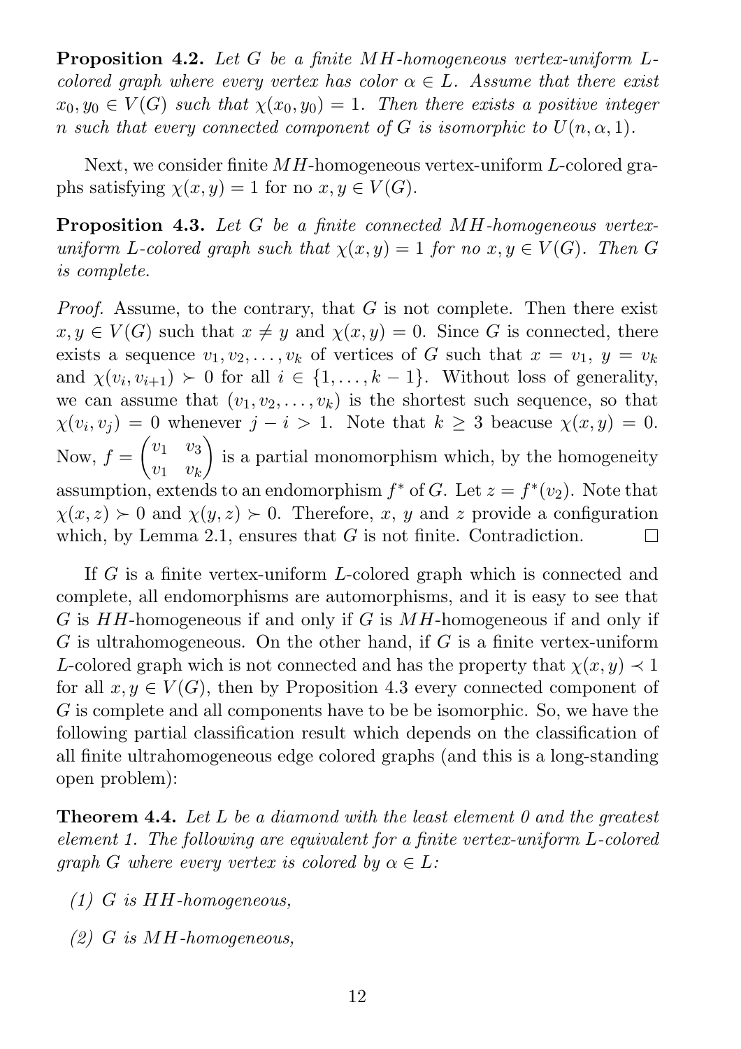**Proposition 4.2.** *Let $G$ be a finite $MH$-homogeneous vertex-uniform $L$-colored graph where every vertex has color $\alpha \in L$. Assume that there exist $x_0, y_0 \in V(G)$ such that $\chi(x_0, y_0) = 1$. Then there exists a positive integer $n$ such that every connected component of $G$ is isomorphic to $U(n, \alpha, 1)$.*

Next, we consider finite $MH$-homogeneous vertex-uniform $L$-colored graphs satisfying $\chi(x, y) = 1$ for no $x, y \in V(G)$.

**Proposition 4.3.** *Let $G$ be a finite connected $MH$-homogeneous vertex-uniform $L$-colored graph such that $\chi(x, y) = 1$ for no $x, y \in V(G)$. Then $G$ is complete.*

*Proof.* Assume, to the contrary, that $G$ is not complete. Then there exist $x, y \in V(G)$ such that $x \neq y$ and $\chi(x, y) = 0$. Since $G$ is connected, there exists a sequence $v_1, v_2, \ldots, v_k$ of vertices of $G$ such that $x = v_1$, $y = v_k$ and $\chi(v_i, v_{i+1}) \succ 0$ for all $i \in \{1, \ldots, k-1\}$. Without loss of generality, we can assume that $(v_1, v_2, \ldots, v_k)$ is the shortest such sequence, so that $\chi(v_i, v_j) = 0$ whenever $j - i > 1$. Note that $k \geq 3$ beacuse $\chi(x, y) = 0$. Now, $f = \begin{pmatrix} v_1 & v_3 \\ v_1 & v_k \end{pmatrix}$ is a partial monomorphism which, by the homogeneity assumption, extends to an endomorphism $f^*$ of $G$. Let $z = f^*(v_2)$. Note that $\chi(x, z) \succ 0$ and $\chi(y, z) \succ 0$. Therefore, $x$, $y$ and $z$ provide a configuration which, by Lemma 2.1, ensures that $G$ is not finite. Contradiction. $\square$

If $G$ is a finite vertex-uniform $L$-colored graph which is connected and complete, all endomorphisms are automorphisms, and it is easy to see that $G$ is $HH$-homogeneous if and only if $G$ is $MH$-homogeneous if and only if $G$ is ultrahomogeneous. On the other hand, if $G$ is a finite vertex-uniform $L$-colored graph wich is not connected and has the property that $\chi(x, y) \prec 1$ for all $x, y \in V(G)$, then by Proposition 4.3 every connected component of $G$ is complete and all components have to be be isomorphic. So, we have the following partial classification result which depends on the classification of all finite ultrahomogeneous edge colored graphs (and this is a long-standing open problem):

**Theorem 4.4.** *Let $L$ be a diamond with the least element 0 and the greatest element 1. The following are equivalent for a finite vertex-uniform $L$-colored graph $G$ where every vertex is colored by $\alpha \in L$:*

*(1) $G$ is $HH$-homogeneous,*

*(2) $G$ is $MH$-homogeneous,*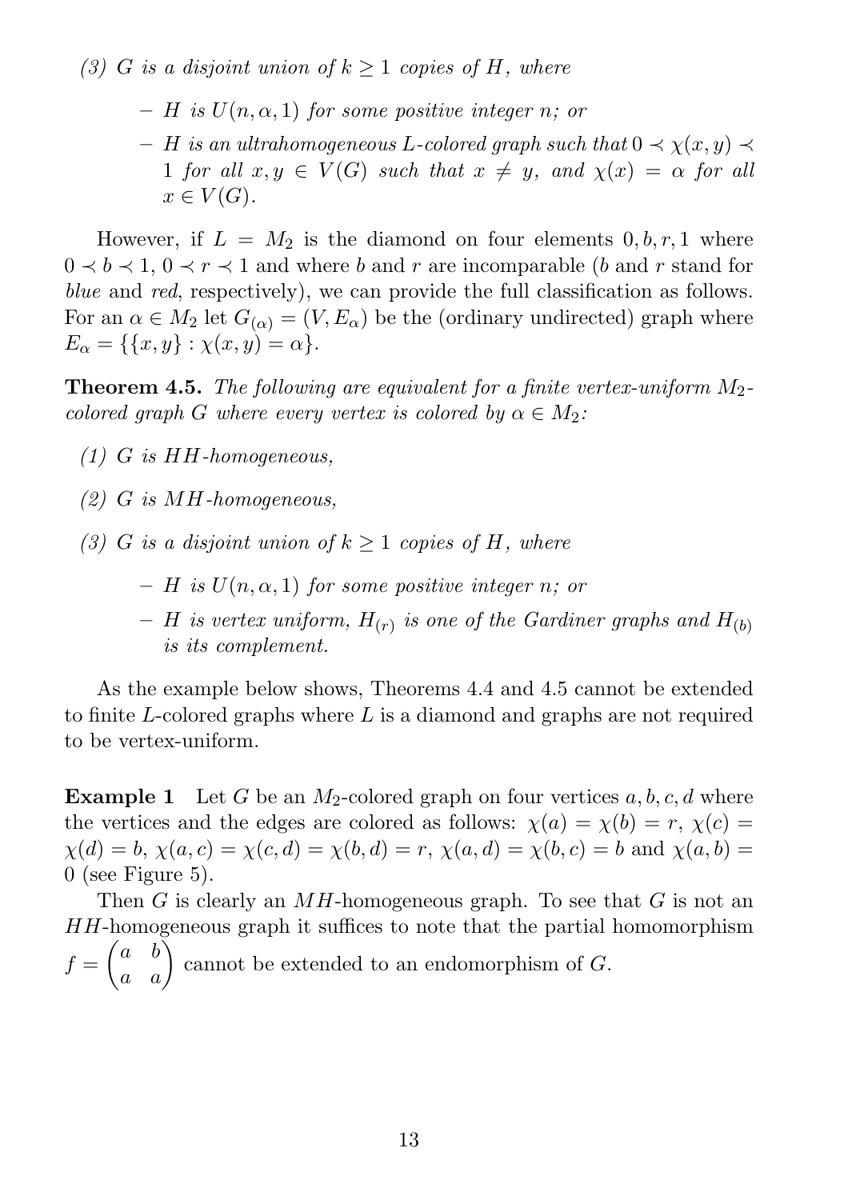*(3) $G$ is a disjoint union of $k \geq 1$ copies of $H$, where*

- *$H$ is $U(n, \alpha, 1)$ for some positive integer $n$; or*
- *$H$ is an ultrahomogeneous $L$-colored graph such that $0 \prec \chi(x, y) \prec 1$ for all $x, y \in V(G)$ such that $x \neq y$, and $\chi(x) = \alpha$ for all $x \in V(G)$.*

However, if $L = M_2$ is the diamond on four elements $0, b, r, 1$ where $0 \prec b \prec 1$, $0 \prec r \prec 1$ and where $b$ and $r$ are incomparable ($b$ and $r$ stand for *blue* and *red*, respectively), we can provide the full classification as follows. For an $\alpha \in M_2$ let $G_{(\alpha)} = (V, E_\alpha)$ be the (ordinary undirected) graph where $E_\alpha = \{\{x, y\} : \chi(x, y) = \alpha\}$.

**Theorem 4.5.** *The following are equivalent for a finite vertex-uniform $M_2$-colored graph $G$ where every vertex is colored by $\alpha \in M_2$:*

*(1) $G$ is $HH$-homogeneous,*

*(2) $G$ is $MH$-homogeneous,*

*(3) $G$ is a disjoint union of $k \geq 1$ copies of $H$, where*

- *$H$ is $U(n, \alpha, 1)$ for some positive integer $n$; or*
- *$H$ is vertex uniform, $H_{(r)}$ is one of the Gardiner graphs and $H_{(b)}$ is its complement.*

As the example below shows, Theorems 4.4 and 4.5 cannot be extended to finite $L$-colored graphs where $L$ is a diamond and graphs are not required to be vertex-uniform.

**Example 1** Let $G$ be an $M_2$-colored graph on four vertices $a, b, c, d$ where the vertices and the edges are colored as follows: $\chi(a) = \chi(b) = r$, $\chi(c) = \chi(d) = b$, $\chi(a, c) = \chi(c, d) = \chi(b, d) = r$, $\chi(a, d) = \chi(b, c) = b$ and $\chi(a, b) = 0$ (see Figure 5).

Then $G$ is clearly an $MH$-homogeneous graph. To see that $G$ is not an $HH$-homogeneous graph it suffices to note that the partial homomorphism $f = \begin{pmatrix} a & b \\ a & a \end{pmatrix}$ cannot be extended to an endomorphism of $G$.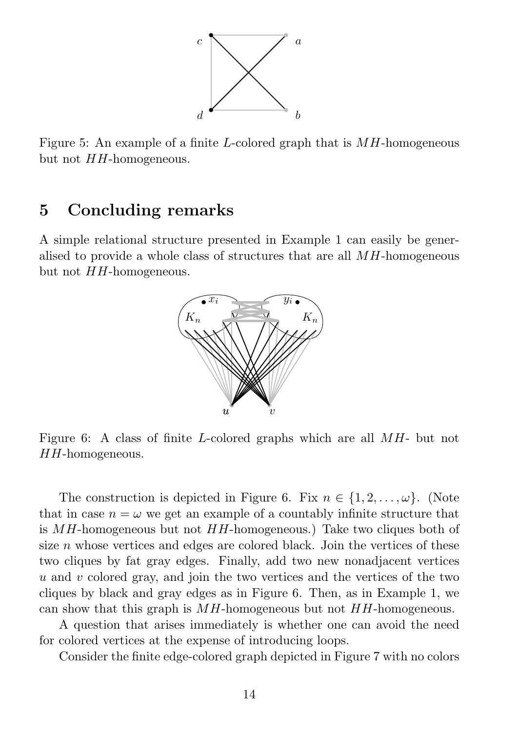Figure 5: An example of a finite $L$-colored graph that is $MH$-homogeneous but not $HH$-homogeneous.

## 5 Concluding remarks

A simple relational structure presented in Example 1 can easily be generalised to provide a whole class of structures that are all $MH$-homogeneous but not $HH$-homogeneous.

Figure 6: A class of finite $L$-colored graphs which are all $MH$- but not $HH$-homogeneous.

The construction is depicted in Figure 6. Fix $n \in \{1, 2, \ldots, \omega\}$. (Note that in case $n = \omega$ we get an example of a countably infinite structure that is $MH$-homogeneous but not $HH$-homogeneous.) Take two cliques both of size $n$ whose vertices and edges are colored black. Join the vertices of these two cliques by fat gray edges. Finally, add two new nonadjacent vertices $u$ and $v$ colored gray, and join the two vertices and the vertices of the two cliques by black and gray edges as in Figure 6. Then, as in Example 1, we can show that this graph is $MH$-homogeneous but not $HH$-homogeneous.

A question that arises immediately is whether one can avoid the need for colored vertices at the expense of introducing loops.

Consider the finite edge-colored graph depicted in Figure 7 with no colors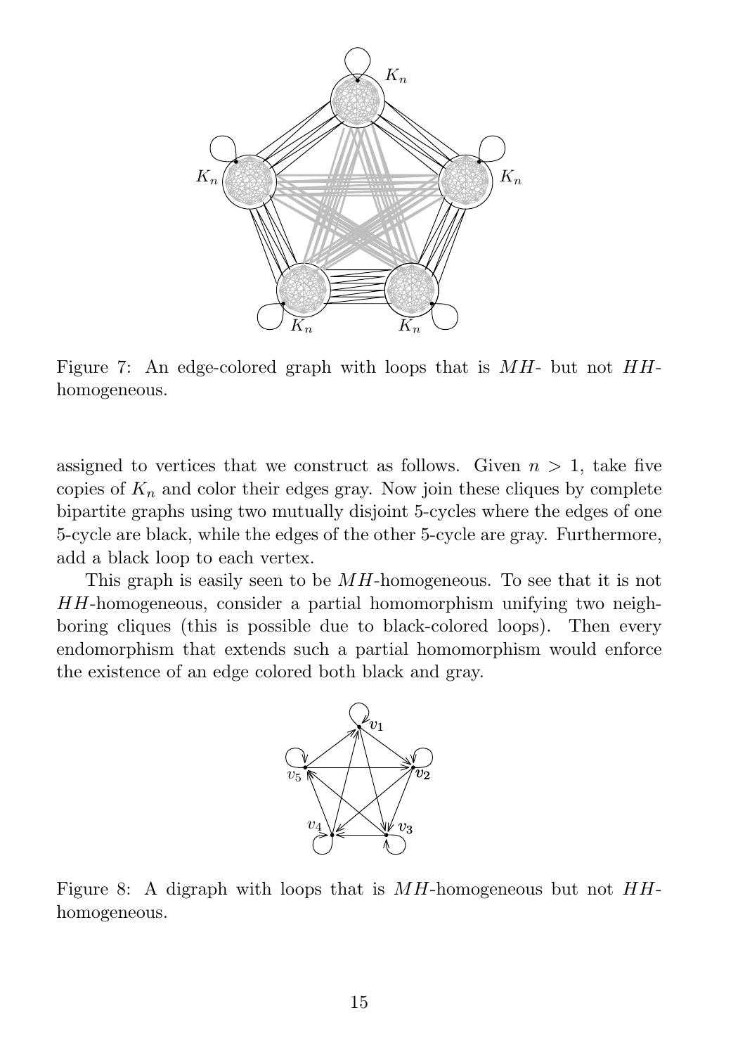Figure 7: An edge-colored graph with loops that is $MH$- but not $HH$-homogeneous.

assigned to vertices that we construct as follows. Given $n > 1$, take five copies of $K_n$ and color their edges gray. Now join these cliques by complete bipartite graphs using two mutually disjoint 5-cycles where the edges of one 5-cycle are black, while the edges of the other 5-cycle are gray. Furthermore, add a black loop to each vertex.

This graph is easily seen to be $MH$-homogeneous. To see that it is not $HH$-homogeneous, consider a partial homomorphism unifying two neighboring cliques (this is possible due to black-colored loops). Then every endomorphism that extends such a partial homomorphism would enforce the existence of an edge colored both black and gray.

Figure 8: A digraph with loops that is $MH$-homogeneous but not $HH$-homogeneous.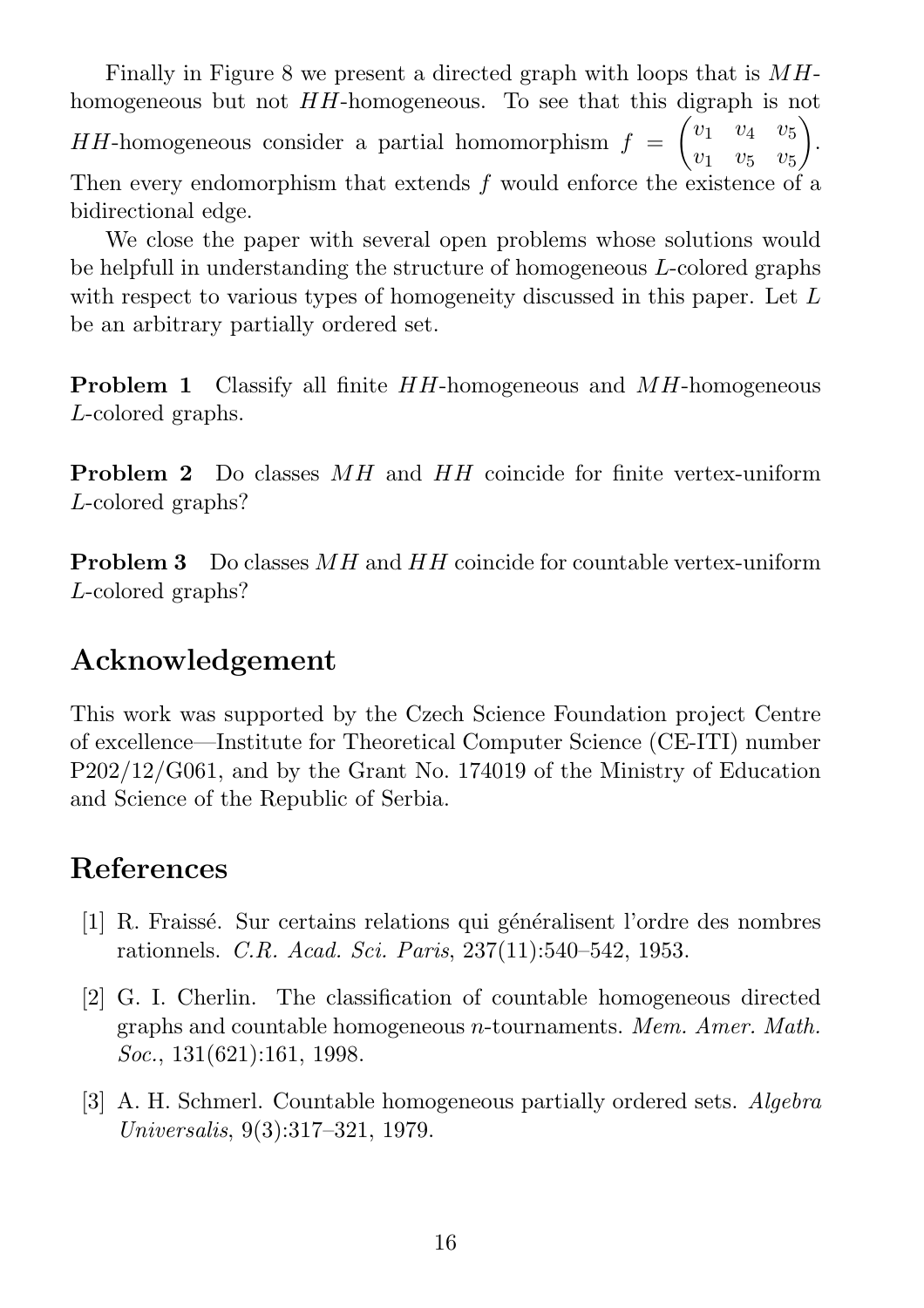Finally in Figure 8 we present a directed graph with loops that is $MH$-homogeneous but not $HH$-homogeneous. To see that this digraph is not $HH$-homogeneous consider a partial homomorphism $f = \begin{pmatrix} v_1 & v_4 & v_5 \\ v_1 & v_5 & v_5 \end{pmatrix}$. Then every endomorphism that extends $f$ would enforce the existence of a bidirectional edge.

We close the paper with several open problems whose solutions would be helpfull in understanding the structure of homogeneous $L$-colored graphs with respect to various types of homogeneity discussed in this paper. Let $L$ be an arbitrary partially ordered set.

**Problem 1** Classify all finite $HH$-homogeneous and $MH$-homogeneous $L$-colored graphs.

**Problem 2** Do classes $MH$ and $HH$ coincide for finite vertex-uniform $L$-colored graphs?

**Problem 3** Do classes $MH$ and $HH$ coincide for countable vertex-uniform $L$-colored graphs?

## Acknowledgement

This work was supported by the Czech Science Foundation project Centre of excellence—Institute for Theoretical Computer Science (CE-ITI) number P202/12/G061, and by the Grant No. 174019 of the Ministry of Education and Science of the Republic of Serbia.

## References

[1] R. Fraissé. Sur certains relations qui généralisent l'ordre des nombres rationnels. *C.R. Acad. Sci. Paris*, 237(11):540–542, 1953.

[2] G. I. Cherlin. The classification of countable homogeneous directed graphs and countable homogeneous $n$-tournaments. *Mem. Amer. Math. Soc.*, 131(621):161, 1998.

[3] A. H. Schmerl. Countable homogeneous partially ordered sets. *Algebra Universalis*, 9(3):317–321, 1979.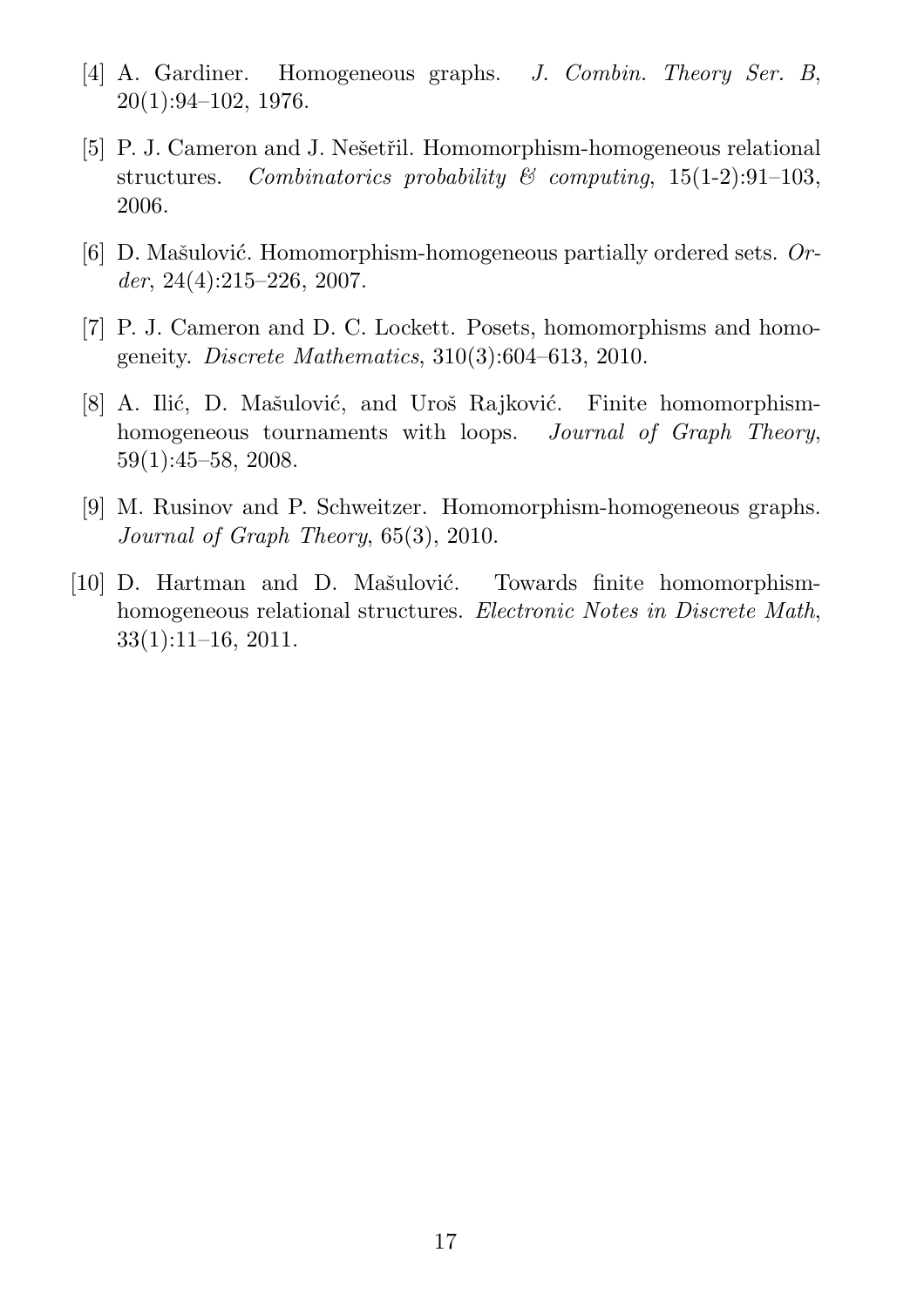[4] A. Gardiner. Homogeneous graphs. *J. Combin. Theory Ser. B*, 20(1):94–102, 1976.

[5] P. J. Cameron and J. Nešetřil. Homomorphism-homogeneous relational structures. *Combinatorics probability & computing*, 15(1-2):91–103, 2006.

[6] D. Mašulović. Homomorphism-homogeneous partially ordered sets. *Order*, 24(4):215–226, 2007.

[7] P. J. Cameron and D. C. Lockett. Posets, homomorphisms and homogeneity. *Discrete Mathematics*, 310(3):604–613, 2010.

[8] A. Ilić, D. Mašulović, and Uroš Rajković. Finite homomorphism-homogeneous tournaments with loops. *Journal of Graph Theory*, 59(1):45–58, 2008.

[9] M. Rusinov and P. Schweitzer. Homomorphism-homogeneous graphs. *Journal of Graph Theory*, 65(3), 2010.

[10] D. Hartman and D. Mašulović. Towards finite homomorphism-homogeneous relational structures. *Electronic Notes in Discrete Math*, 33(1):11–16, 2011.